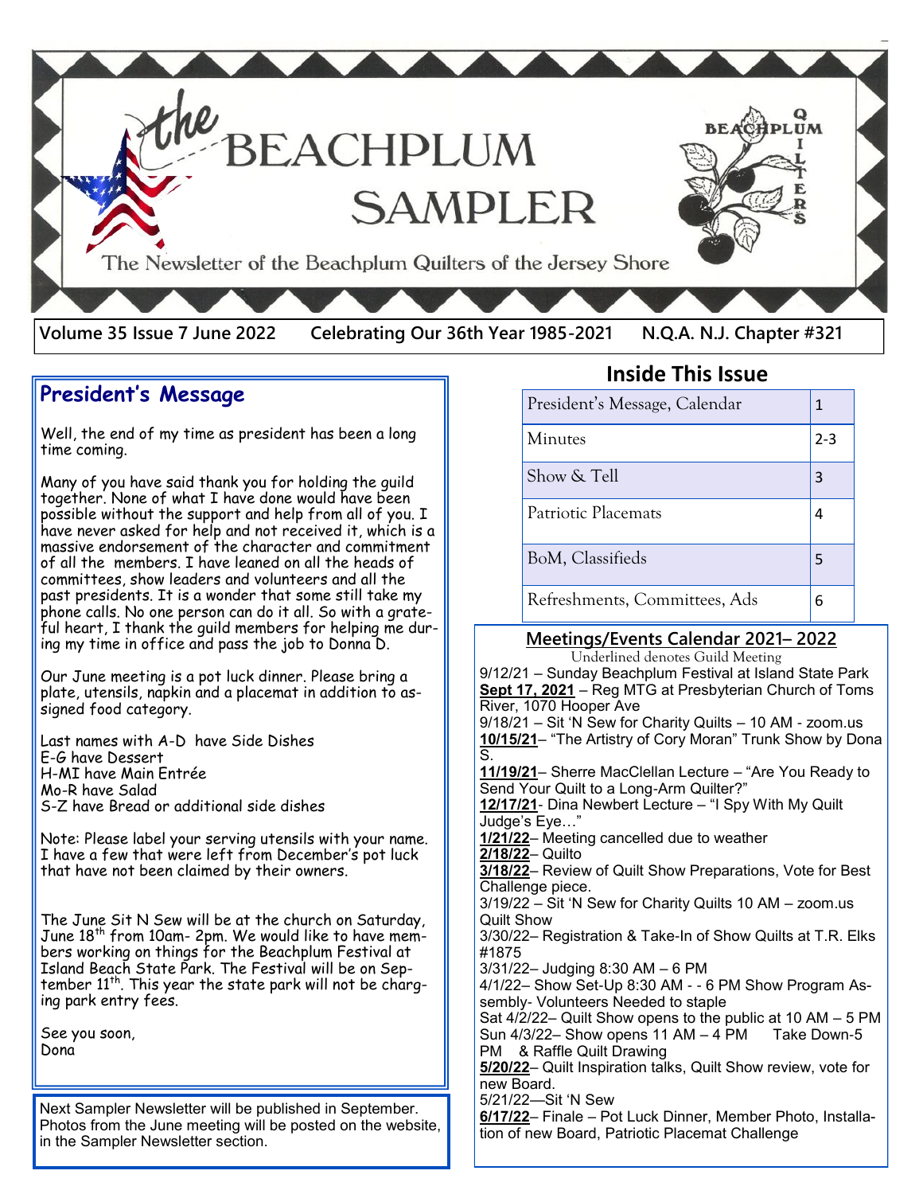# the BEACHPLUM SAMPLER

The Newsletter of the Beachplum Quilters of the Jersey Shore

BEACHPLUM QUILTERS

Volume 35 Issue 7 June 2022 | Celebrating Our 36th Year 1985-2021 | N.Q.A. N.J. Chapter #321

## President's Message

Well, the end of my time as president has been a long time coming.

Many of you have said thank you for holding the guild together. None of what I have done would have been possible without the support and help from all of you. I have never asked for help and not received it, which is a massive endorsement of the character and commitment of all the members. I have leaned on all the heads of committees, show leaders and volunteers and all the past presidents. It is a wonder that some still take my phone calls. No one person can do it all. So with a grateful heart, I thank the guild members for helping me during my time in office and pass the job to Donna D.

Our June meeting is a pot luck dinner. Please bring a plate, utensils, napkin and a placemat in addition to assigned food category.

Last names with A-D have Side Dishes
E-G have Dessert
H-MI have Main Entrée
Mo-R have Salad
S-Z have Bread or additional side dishes

Note: Please label your serving utensils with your name. I have a few that were left from December's pot luck that have not been claimed by their owners.

The June Sit N Sew will be at the church on Saturday, June 18th from 10am- 2pm. We would like to have members working on things for the Beachplum Festival at Island Beach State Park. The Festival will be on September 11th. This year the state park will not be charging park entry fees.

See you soon,
Dona

Next Sampler Newsletter will be published in September. Photos from the June meeting will be posted on the website, in the Sampler Newsletter section.

## Inside This Issue

| | |
|---|---|
| President's Message, Calendar | 1 |
| Minutes | 2-3 |
| Show & Tell | 3 |
| Patriotic Placemats | 4 |
| BoM, Classifieds | 5 |
| Refreshments, Committees, Ads | 6 |

## Meetings/Events Calendar 2021– 2022

Underlined denotes Guild Meeting

9/12/21 – Sunday Beachplum Festival at Island State Park
**Sept 17, 2021** – Reg MTG at Presbyterian Church of Toms River, 1070 Hooper Ave
9/18/21 – Sit 'N Sew for Charity Quilts – 10 AM - zoom.us
**10/15/21**– "The Artistry of Cory Moran" Trunk Show by Dona S.
**11/19/21**– Sherre MacClellan Lecture – "Are You Ready to Send Your Quilt to a Long-Arm Quilter?"
**12/17/21**- Dina Newbert Lecture – "I Spy With My Quilt Judge's Eye…"
**1/21/22**– Meeting cancelled due to weather
**2/18/22**– Quilto
**3/18/22**– Review of Quilt Show Preparations, Vote for Best Challenge piece.
3/19/22 – Sit 'N Sew for Charity Quilts 10 AM – zoom.us
Quilt Show
3/30/22– Registration & Take-In of Show Quilts at T.R. Elks #1875
3/31/22– Judging 8:30 AM – 6 PM
4/1/22– Show Set-Up 8:30 AM - - 6 PM Show Program Assembly- Volunteers Needed to staple
Sat 4/2/22– Quilt Show opens to the public at 10 AM – 5 PM
Sun 4/3/22– Show opens 11 AM – 4 PM Take Down-5 PM & Raffle Quilt Drawing
**5/20/22**– Quilt Inspiration talks, Quilt Show review, vote for new Board.
5/21/22—Sit 'N Sew
**6/17/22**– Finale – Pot Luck Dinner, Member Photo, Installation of new Board, Patriotic Placemat Challenge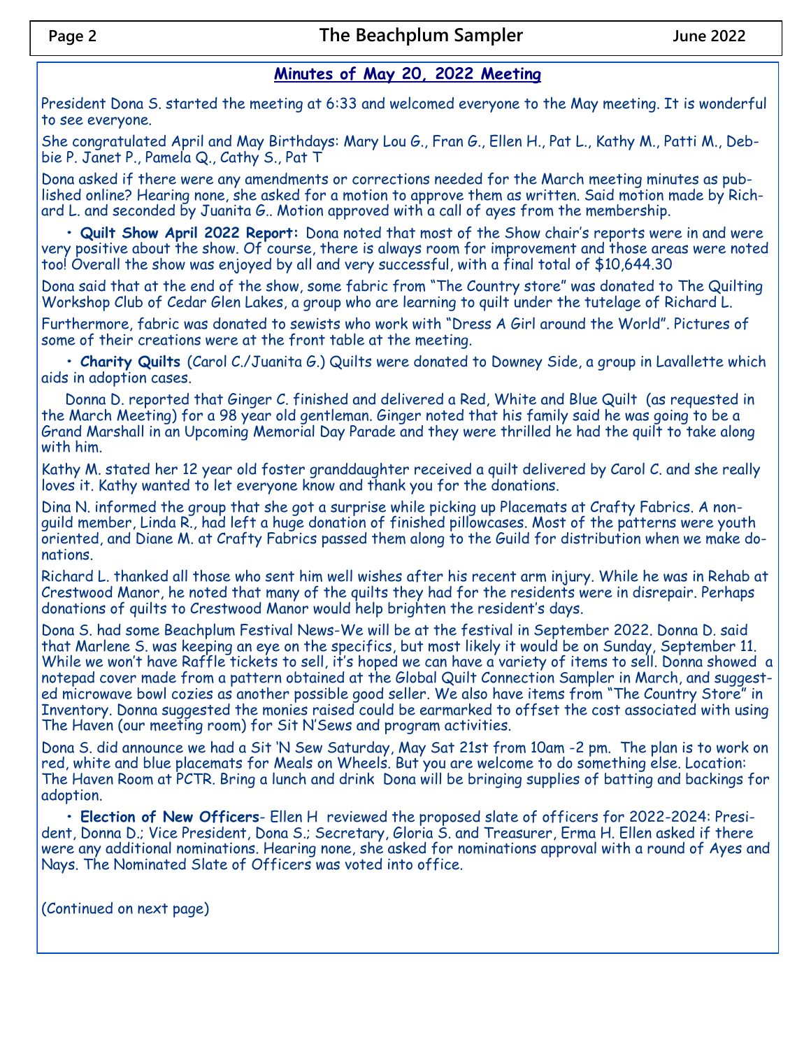## Minutes of May 20, 2022 Meeting

President Dona S. started the meeting at 6:33 and welcomed everyone to the May meeting. It is wonderful to see everyone.

She congratulated April and May Birthdays: Mary Lou G., Fran G., Ellen H., Pat L., Kathy M., Patti M., Debbie P. Janet P., Pamela Q., Cathy S., Pat T

Dona asked if there were any amendments or corrections needed for the March meeting minutes as published online? Hearing none, she asked for a motion to approve them as written. Said motion made by Richard L. and seconded by Juanita G.. Motion approved with a call of ayes from the membership.

- **Quilt Show April 2022 Report:** Dona noted that most of the Show chair's reports were in and were very positive about the show. Of course, there is always room for improvement and those areas were noted too! Overall the show was enjoyed by all and very successful, with a final total of $10,644.30

Dona said that at the end of the show, some fabric from "The Country store" was donated to The Quilting Workshop Club of Cedar Glen Lakes, a group who are learning to quilt under the tutelage of Richard L.

Furthermore, fabric was donated to sewists who work with "Dress A Girl around the World". Pictures of some of their creations were at the front table at the meeting.

- **Charity Quilts** (Carol C./Juanita G.) Quilts were donated to Downey Side, a group in Lavallette which aids in adoption cases.

Donna D. reported that Ginger C. finished and delivered a Red, White and Blue Quilt (as requested in the March Meeting) for a 98 year old gentleman. Ginger noted that his family said he was going to be a Grand Marshall in an Upcoming Memorial Day Parade and they were thrilled he had the quilt to take along with him.

Kathy M. stated her 12 year old foster granddaughter received a quilt delivered by Carol C. and she really loves it. Kathy wanted to let everyone know and thank you for the donations.

Dina N. informed the group that she got a surprise while picking up Placemats at Crafty Fabrics. A non-guild member, Linda R., had left a huge donation of finished pillowcases. Most of the patterns were youth oriented, and Diane M. at Crafty Fabrics passed them along to the Guild for distribution when we make donations.

Richard L. thanked all those who sent him well wishes after his recent arm injury. While he was in Rehab at Crestwood Manor, he noted that many of the quilts they had for the residents were in disrepair. Perhaps donations of quilts to Crestwood Manor would help brighten the resident's days.

Dona S. had some Beachplum Festival News-We will be at the festival in September 2022. Donna D. said that Marlene S. was keeping an eye on the specifics, but most likely it would be on Sunday, September 11. While we won't have Raffle tickets to sell, it's hoped we can have a variety of items to sell. Donna showed a notepad cover made from a pattern obtained at the Global Quilt Connection Sampler in March, and suggested microwave bowl cozies as another possible good seller. We also have items from "The Country Store" in Inventory. Donna suggested the monies raised could be earmarked to offset the cost associated with using The Haven (our meeting room) for Sit N'Sews and program activities.

Dona S. did announce we had a Sit 'N Sew Saturday, May Sat 21st from 10am -2 pm. The plan is to work on red, white and blue placemats for Meals on Wheels. But you are welcome to do something else. Location: The Haven Room at PCTR. Bring a lunch and drink Dona will be bringing supplies of batting and backings for adoption.

- **Election of New Officers**- Ellen H reviewed the proposed slate of officers for 2022-2024: President, Donna D.; Vice President, Dona S.; Secretary, Gloria S. and Treasurer, Erma H. Ellen asked if there were any additional nominations. Hearing none, she asked for nominations approval with a round of Ayes and Nays. The Nominated Slate of Officers was voted into office.

(Continued on next page)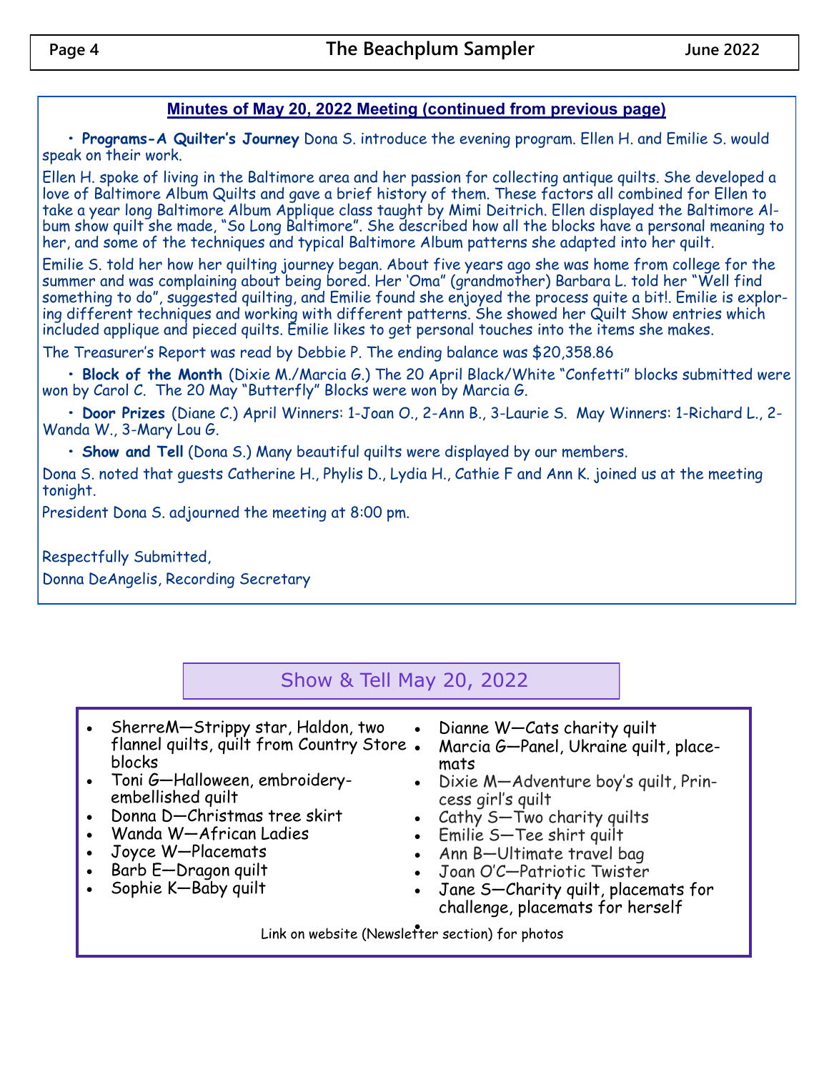## Minutes of May 20, 2022 Meeting (continued from previous page)

- **Programs-A Quilter's Journey** Dona S. introduce the evening program. Ellen H. and Emilie S. would speak on their work.

Ellen H. spoke of living in the Baltimore area and her passion for collecting antique quilts. She developed a love of Baltimore Album Quilts and gave a brief history of them. These factors all combined for Ellen to take a year long Baltimore Album Applique class taught by Mimi Deitrich. Ellen displayed the Baltimore Album show quilt she made, "So Long Baltimore". She described how all the blocks have a personal meaning to her, and some of the techniques and typical Baltimore Album patterns she adapted into her quilt.

Emilie S. told her how her quilting journey began. About five years ago she was home from college for the summer and was complaining about being bored. Her 'Oma" (grandmother) Barbara L. told her "Well find something to do", suggested quilting, and Emilie found she enjoyed the process quite a bit!. Emilie is exploring different techniques and working with different patterns. She showed her Quilt Show entries which included applique and pieced quilts. Emilie likes to get personal touches into the items she makes.

The Treasurer's Report was read by Debbie P. The ending balance was $20,358.86

- **Block of the Month** (Dixie M./Marcia G.) The 20 April Black/White "Confetti" blocks submitted were won by Carol C. The 20 May "Butterfly" Blocks were won by Marcia G.
- **Door Prizes** (Diane C.) April Winners: 1-Joan O., 2-Ann B., 3-Laurie S. May Winners: 1-Richard L., 2-Wanda W., 3-Mary Lou G.
- **Show and Tell** (Dona S.) Many beautiful quilts were displayed by our members.

Dona S. noted that guests Catherine H., Phylis D., Lydia H., Cathie F and Ann K. joined us at the meeting tonight.

President Dona S. adjourned the meeting at 8:00 pm.

Respectfully Submitted,
Donna DeAngelis, Recording Secretary

## Show & Tell May 20, 2022

- SherreM—Strippy star, Haldon, two flannel quilts, quilt from Country Store blocks
- Toni G—Halloween, embroidery-embellished quilt
- Donna D—Christmas tree skirt
- Wanda W—African Ladies
- Joyce W—Placemats
- Barb E—Dragon quilt
- Sophie K—Baby quilt
- Dianne W—Cats charity quilt
- Marcia G—Panel, Ukraine quilt, placemats
- Dixie M—Adventure boy's quilt, Princess girl's quilt
- Cathy S—Two charity quilts
- Emilie S—Tee shirt quilt
- Ann B—Ultimate travel bag
- Joan O'C—Patriotic Twister
- Jane S—Charity quilt, placemats for challenge, placemats for herself

Link on website (Newsletter section) for photos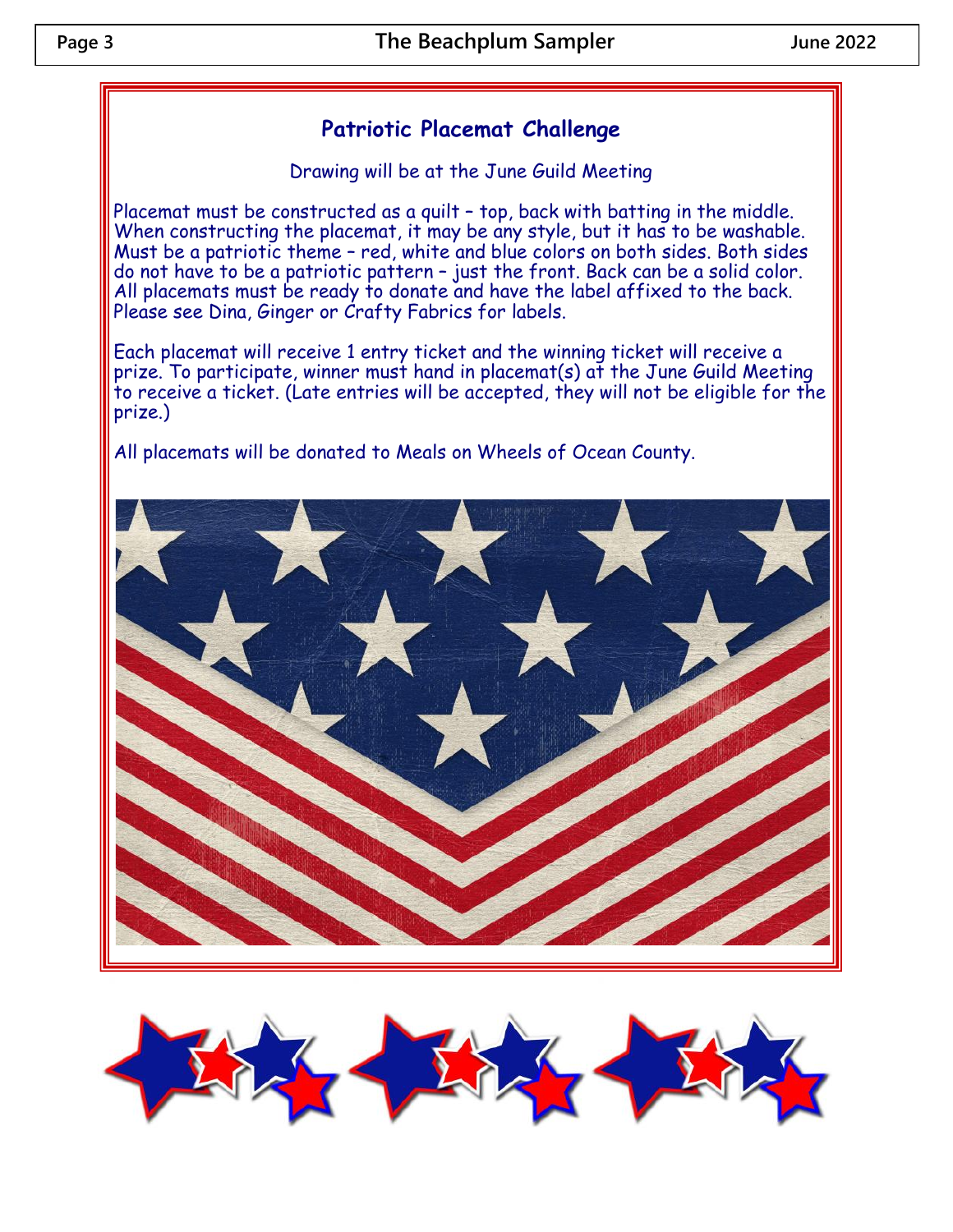## Patriotic Placemat Challenge

Drawing will be at the June Guild Meeting

Placemat must be constructed as a quilt – top, back with batting in the middle. When constructing the placemat, it may be any style, but it has to be washable. Must be a patriotic theme – red, white and blue colors on both sides. Both sides do not have to be a patriotic pattern – just the front. Back can be a solid color. All placemats must be ready to donate and have the label affixed to the back. Please see Dina, Ginger or Crafty Fabrics for labels.

Each placemat will receive 1 entry ticket and the winning ticket will receive a prize. To participate, winner must hand in placemat(s) at the June Guild Meeting to receive a ticket. (Late entries will be accepted, they will not be eligible for the prize.)

All placemats will be donated to Meals on Wheels of Ocean County.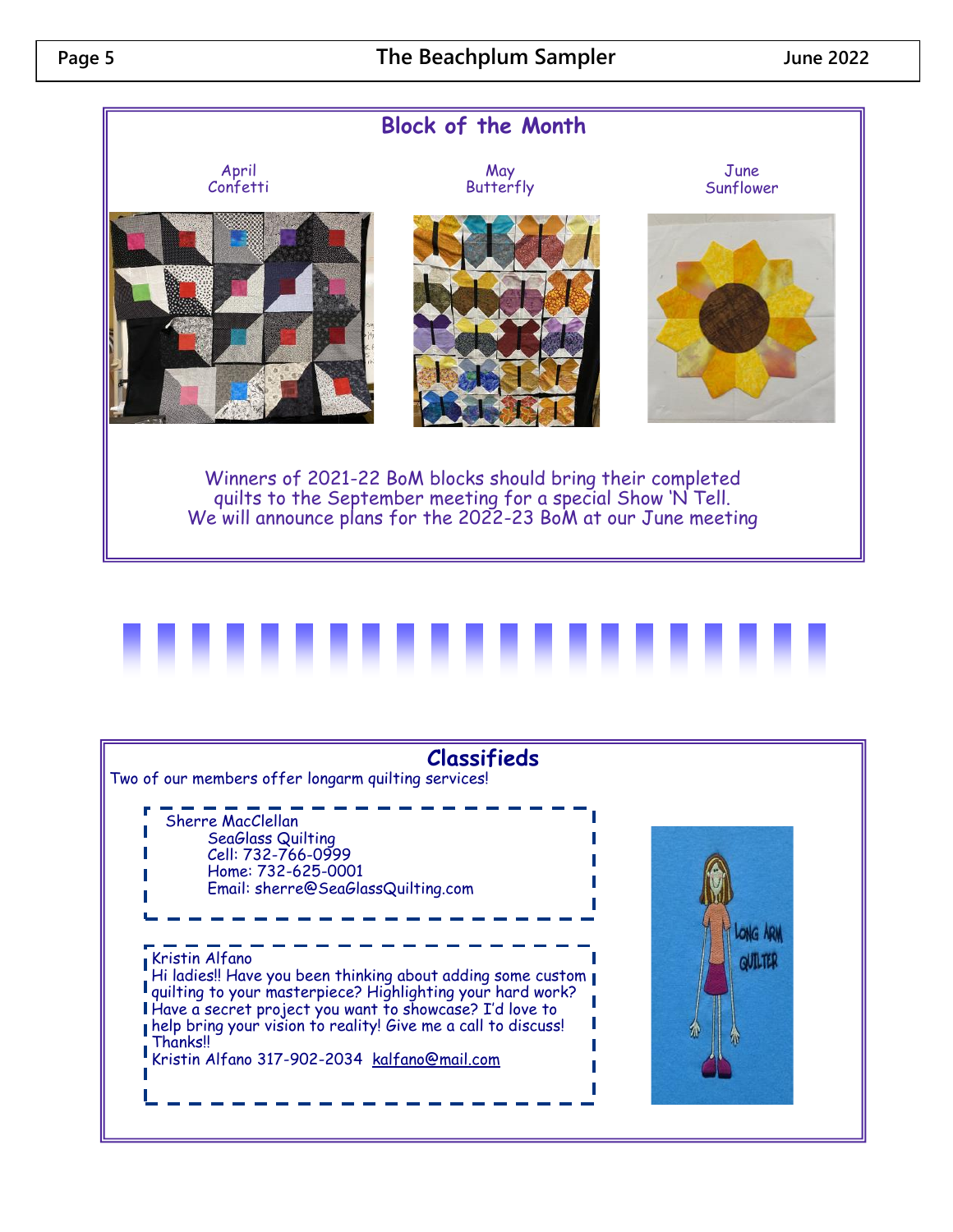## Block of the Month

April
Confetti

May
Butterfly

June
Sunflower

Winners of 2021-22 BoM blocks should bring their completed quilts to the September meeting for a special Show 'N Tell.
We will announce plans for the 2022-23 BoM at our June meeting

## Classifieds

Two of our members offer longarm quilting services!

Sherre MacClellan
SeaGlass Quilting
Cell: 732-766-0999
Home: 732-625-0001
Email: sherre@SeaGlassQuilting.com

Kristin Alfano
Hi ladies!! Have you been thinking about adding some custom quilting to your masterpiece? Highlighting your hard work? Have a secret project you want to showcase? I'd love to help bring your vision to reality! Give me a call to discuss! Thanks!!
Kristin Alfano 317-902-2034 kalfano@mail.com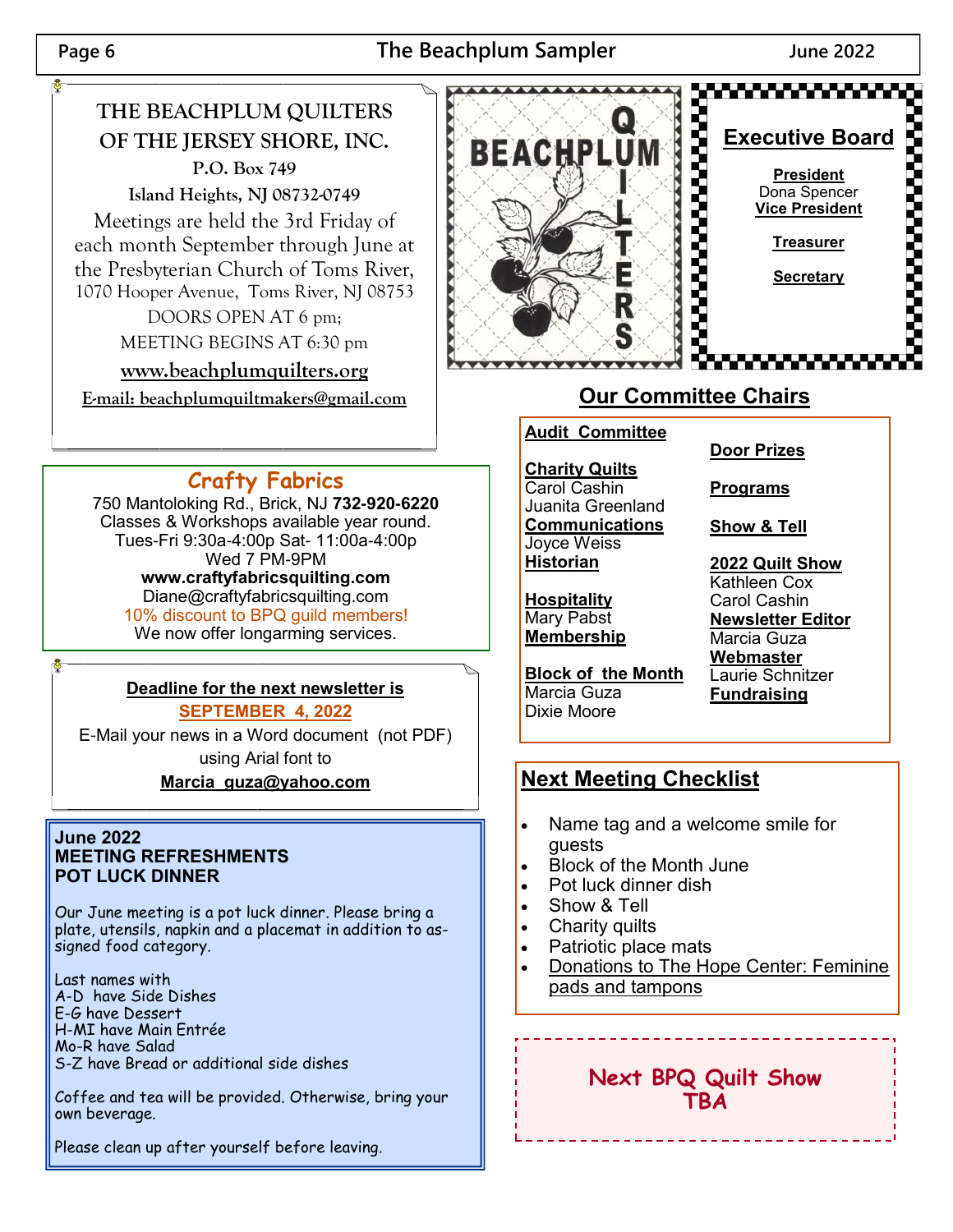## THE BEACHPLUM QUILTERS OF THE JERSEY SHORE, INC.

P.O. Box 749

Island Heights, NJ 08732-0749

Meetings are held the 3rd Friday of each month September through June at the Presbyterian Church of Toms River, 1070 Hooper Avenue, Toms River, NJ 08753

DOORS OPEN AT 6 pm;

MEETING BEGINS AT 6:30 pm

**www.beachplumquilters.org**

**E-mail: beachplumquiltmakers@gmail.com**

## Crafty Fabrics

750 Mantoloking Rd., Brick, NJ **732-920-6220**
Classes & Workshops available year round.
Tues-Fri 9:30a-4:00p Sat- 11:00a-4:00p
Wed 7 PM-9PM
**www.craftyfabricsquilting.com**
Diane@craftyfabricsquilting.com
10% discount to BPQ guild members!
We now offer longarming services.

**Deadline for the next newsletter is**

**SEPTEMBER 4, 2022**

E-Mail your news in a Word document (not PDF) using Arial font to

**Marcia_guza@yahoo.com**

**June 2022**
**MEETING REFRESHMENTS**
**POT LUCK DINNER**

Our June meeting is a pot luck dinner. Please bring a plate, utensils, napkin and a placemat in addition to assigned food category.

Last names with
A-D have Side Dishes
E-G have Dessert
H-MI have Main Entrée
Mo-R have Salad
S-Z have Bread or additional side dishes

Coffee and tea will be provided. Otherwise, bring your own beverage.

Please clean up after yourself before leaving.

BEACHPLUM QUILTERS

## Executive Board

**President**
Dona Spencer
**Vice President**

**Treasurer**

**Secretary**

## Our Committee Chairs

**Audit Committee**

**Charity Quilts**
Carol Cashin
Juanita Greenland

**Communications**
Joyce Weiss

**Historian**

**Hospitality**
Mary Pabst

**Membership**

**Block of the Month**
Marcia Guza
Dixie Moore

**Door Prizes**

**Programs**

**Show & Tell**

**2022 Quilt Show**
Kathleen Cox
Carol Cashin

**Newsletter Editor**
Marcia Guza

**Webmaster**
Laurie Schnitzer

**Fundraising**

## Next Meeting Checklist

- Name tag and a welcome smile for guests
- Block of the Month June
- Pot luck dinner dish
- Show & Tell
- Charity quilts
- Patriotic place mats
- Donations to The Hope Center: Feminine pads and tampons

**Next BPQ Quilt Show**
**TBA**